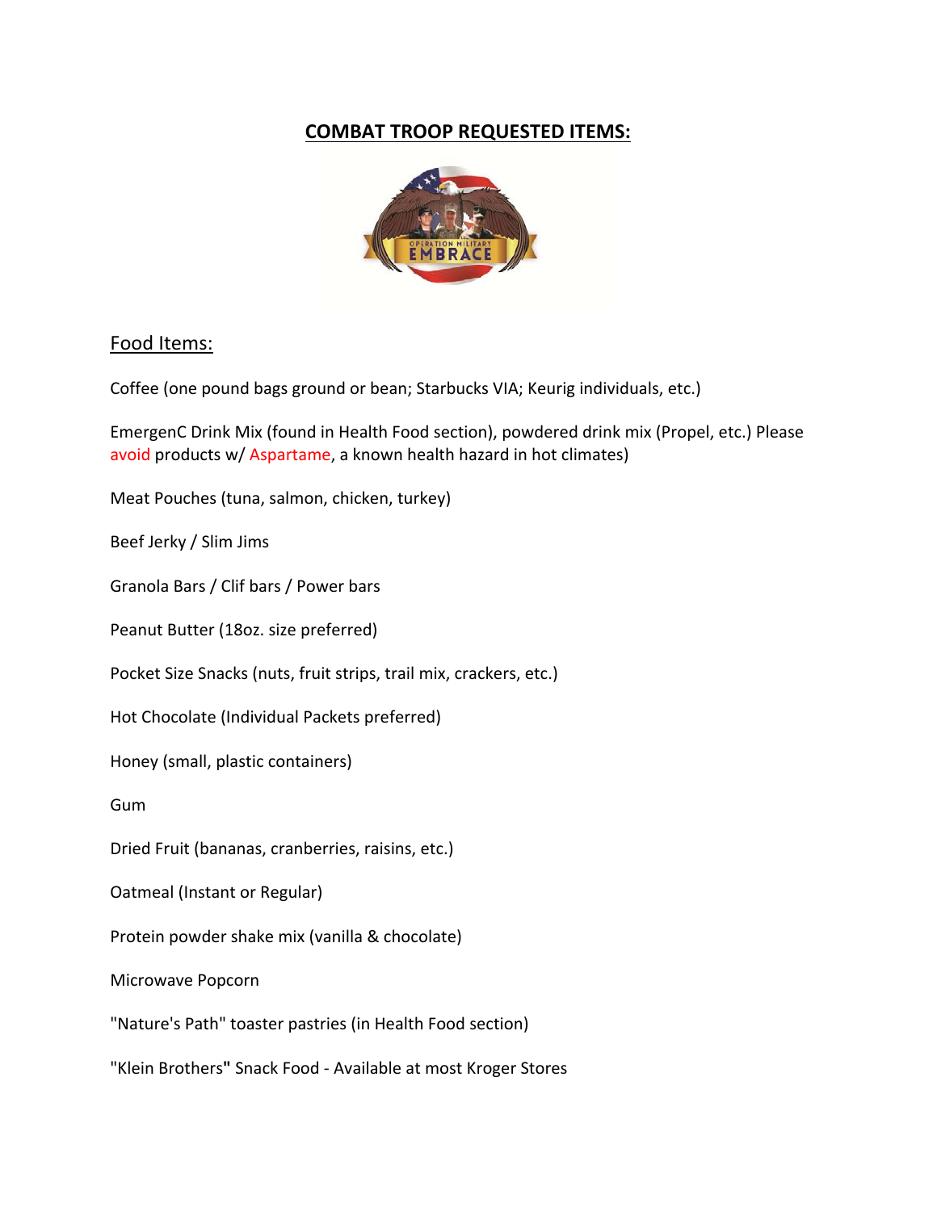# COMBAT TROOP REQUESTED ITEMS:

## Food Items:

Coffee (one pound bags ground or bean; Starbucks VIA; Keurig individuals, etc.)

EmergenC Drink Mix (found in Health Food section), powdered drink mix (Propel, etc.) Please avoid products w/ Aspartame, a known health hazard in hot climates)

Meat Pouches (tuna, salmon, chicken, turkey)

Beef Jerky / Slim Jims

Granola Bars / Clif bars / Power bars

Peanut Butter (18oz. size preferred)

Pocket Size Snacks (nuts, fruit strips, trail mix, crackers, etc.)

Hot Chocolate (Individual Packets preferred)

Honey (small, plastic containers)

Gum

Dried Fruit (bananas, cranberries, raisins, etc.)

Oatmeal (Instant or Regular)

Protein powder shake mix (vanilla & chocolate)

Microwave Popcorn

"Nature's Path" toaster pastries (in Health Food section)

"Klein Brothers**"** Snack Food - Available at most Kroger Stores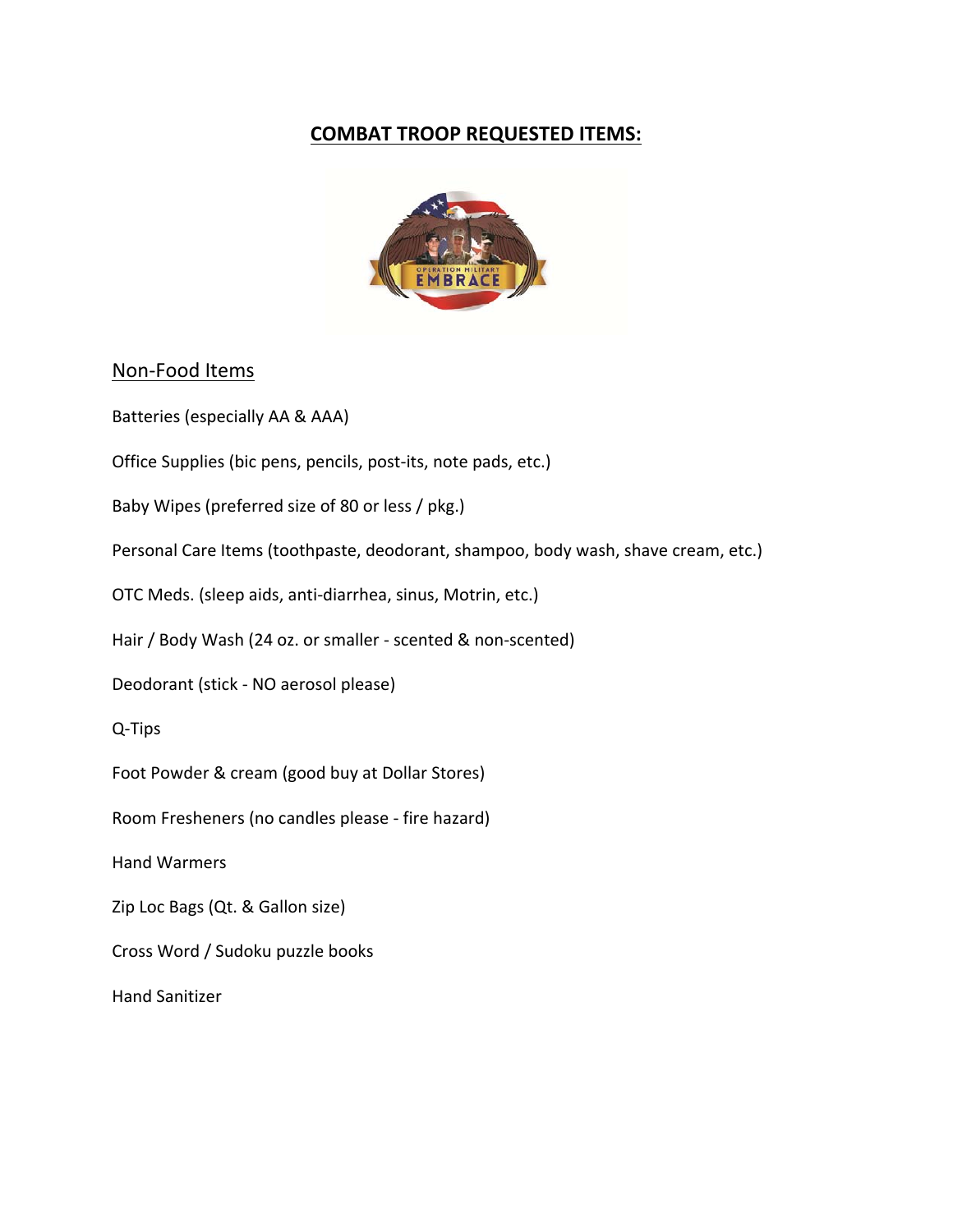# COMBAT TROOP REQUESTED ITEMS:

## Non-Food Items

Batteries (especially AA & AAA)

Office Supplies (bic pens, pencils, post-its, note pads, etc.)

Baby Wipes (preferred size of 80 or less / pkg.)

Personal Care Items (toothpaste, deodorant, shampoo, body wash, shave cream, etc.)

OTC Meds. (sleep aids, anti-diarrhea, sinus, Motrin, etc.)

Hair / Body Wash (24 oz. or smaller - scented & non-scented)

Deodorant (stick - NO aerosol please)

Q-Tips

Foot Powder & cream (good buy at Dollar Stores)

Room Fresheners (no candles please - fire hazard)

Hand Warmers

Zip Loc Bags (Qt. & Gallon size)

Cross Word / Sudoku puzzle books

Hand Sanitizer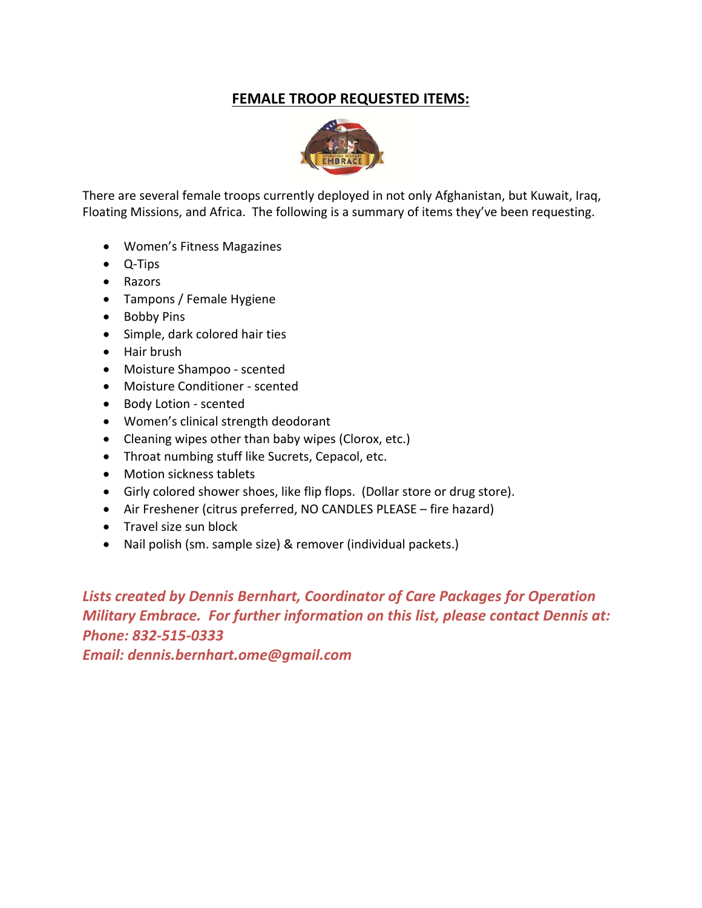# **FEMALE TROOP REQUESTED ITEMS:**

There are several female troops currently deployed in not only Afghanistan, but Kuwait, Iraq, Floating Missions, and Africa. The following is a summary of items they've been requesting.

- Women's Fitness Magazines
- Q-Tips
- Razors
- Tampons / Female Hygiene
- Bobby Pins
- Simple, dark colored hair ties
- Hair brush
- Moisture Shampoo - scented
- Moisture Conditioner - scented
- Body Lotion - scented
- Women's clinical strength deodorant
- Cleaning wipes other than baby wipes (Clorox, etc.)
- Throat numbing stuff like Sucrets, Cepacol, etc.
- Motion sickness tablets
- Girly colored shower shoes, like flip flops. (Dollar store or drug store).
- Air Freshener (citrus preferred, NO CANDLES PLEASE – fire hazard)
- Travel size sun block
- Nail polish (sm. sample size) & remover (individual packets.)

***Lists created by Dennis Bernhart, Coordinator of Care Packages for Operation Military Embrace. For further information on this list, please contact Dennis at:***
***Phone: 832-515-0333***
***Email: dennis.bernhart.ome@gmail.com***